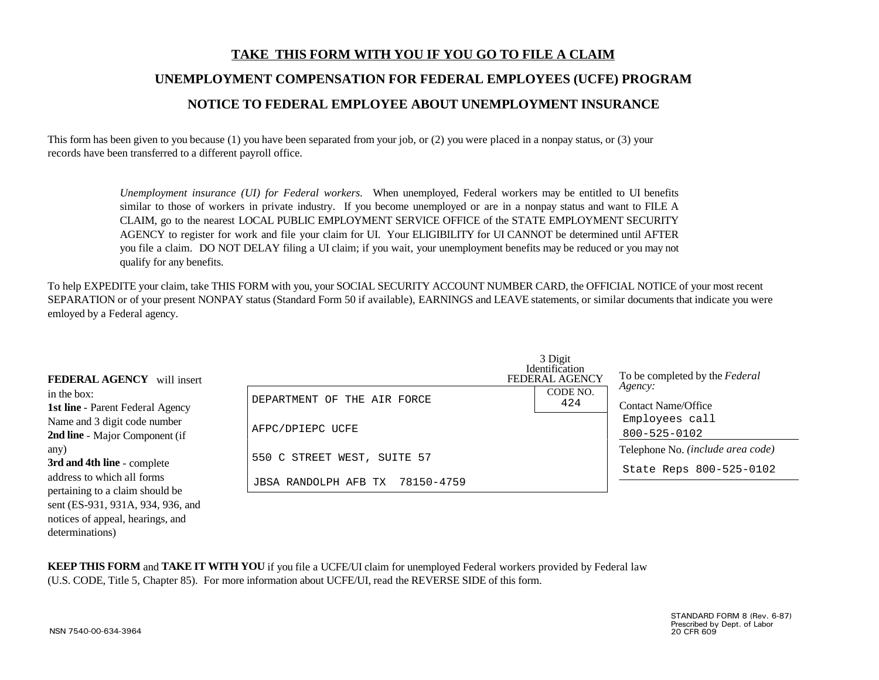# TAKE THIS FORM WITH YOU IF YOU GO TO FILE A CLAIM

## UNEMPLOYMENT COMPENSATION FOR FEDERAL EMPLOYEES (UCFE) PROGRAM

## NOTICE TO FEDERAL EMPLOYEE ABOUT UNEMPLOYMENT INSURANCE

This form has been given to you because (1) you have been separated from your job, or (2) you were placed in a nonpay status, or (3) your records have been transferred to a different payroll office.

> *Unemployment insurance (UI) for Federal workers.* When unemployed, Federal workers may be entitled to UI benefits similar to those of workers in private industry. If you become unemployed or are in a nonpay status and want to FILE A CLAIM, go to the nearest LOCAL PUBLIC EMPLOYMENT SERVICE OFFICE of the STATE EMPLOYMENT SECURITY AGENCY to register for work and file your claim for UI. Your ELIGIBILITY for UI CANNOT be determined until AFTER you file a claim. DO NOT DELAY filing a UI claim; if you wait, your unemployment benefits may be reduced or you may not qualify for any benefits.

To help EXPEDITE your claim, take THIS FORM with you, your SOCIAL SECURITY ACCOUNT NUMBER CARD, the OFFICIAL NOTICE of your most recent SEPARATION or of your present NONPAY status (Standard Form 50 if available), EARNINGS and LEAVE statements, or similar documents that indicate you were emloyed by a Federal agency.

**FEDERAL AGENCY** will insert in the box:
**1st line** - Parent Federal Agency Name and 3 digit code number
**2nd line** - Major Component (if any)
**3rd and 4th line** - complete address to which all forms pertaining to a claim should be sent (ES-931, 931A, 934, 936, and notices of appeal, hearings, and determinations)

| | 3 Digit Identification FEDERAL AGENCY CODE NO. |
|---|---|
| DEPARTMENT OF THE AIR FORCE | 424 |
| AFPC/DPIEPC UCFE | |
| 550 C STREET WEST, SUITE 57 | |
| JBSA RANDOLPH AFB TX 78150-4759 | |

To be completed by the *Federal Agency:*

Contact Name/Office
Employees call 800-525-0102

Telephone No. *(include area code)*
State Reps 800-525-0102

**KEEP THIS FORM** and **TAKE IT WITH YOU** if you file a UCFE/UI claim for unemployed Federal workers provided by Federal law (U.S. CODE, Title 5, Chapter 85). For more information about UCFE/UI, read the REVERSE SIDE of this form.

NSN 7540-00-634-3964

STANDARD FORM 8 (Rev. 6-87)
Prescribed by Dept. of Labor
20 CFR 609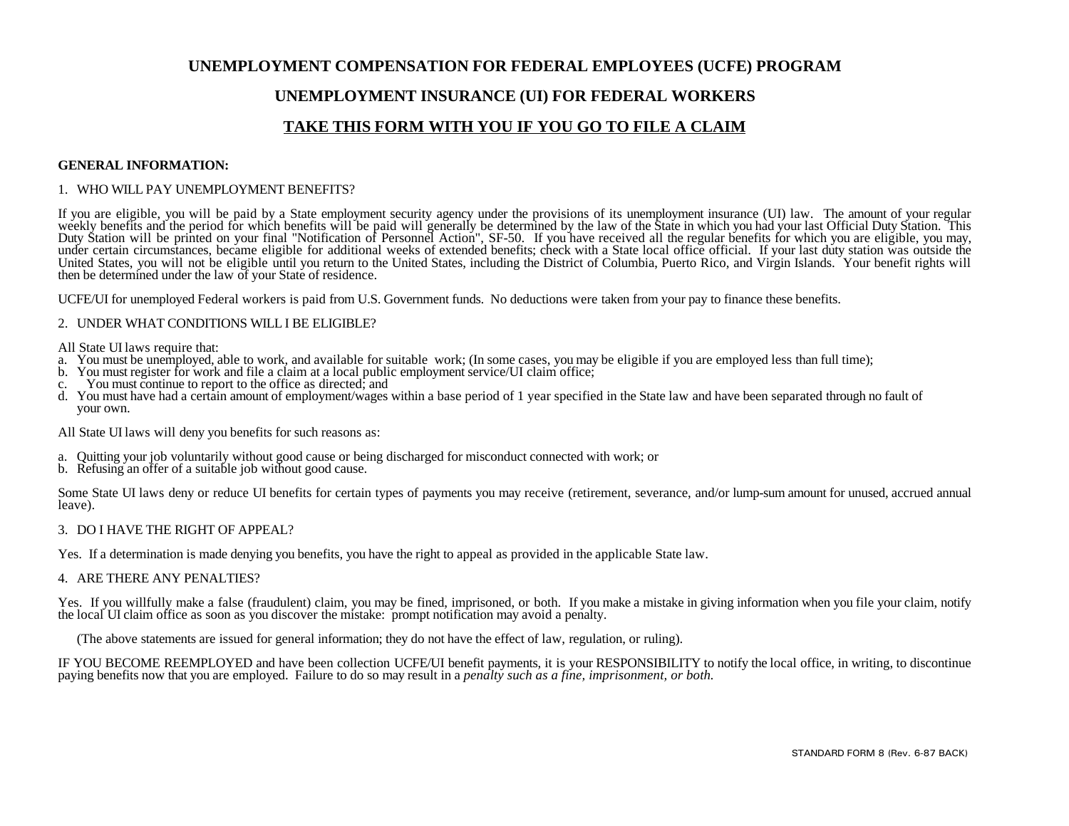# UNEMPLOYMENT COMPENSATION FOR FEDERAL EMPLOYEES (UCFE) PROGRAM

## UNEMPLOYMENT INSURANCE (UI) FOR FEDERAL WORKERS

## TAKE THIS FORM WITH YOU IF YOU GO TO FILE A CLAIM

**GENERAL INFORMATION:**

1. WHO WILL PAY UNEMPLOYMENT BENEFITS?

If you are eligible, you will be paid by a State employment security agency under the provisions of its unemployment insurance (UI) law. The amount of your regular weekly benefits and the period for which benefits will be paid will generally be determined by the law of the State in which you had your last Official Duty Station. This Duty Station will be printed on your final "Notification of Personnel Action", SF-50. If you have received all the regular benefits for which you are eligible, you may, under certain circumstances, became eligible for additional weeks of extended benefits; check with a State local office official. If your last duty station was outside the United States, you will not be eligible until you return to the United States, including the District of Columbia, Puerto Rico, and Virgin Islands. Your benefit rights will then be determined under the law of your State of residence.

UCFE/UI for unemployed Federal workers is paid from U.S. Government funds. No deductions were taken from your pay to finance these benefits.

2. UNDER WHAT CONDITIONS WILL I BE ELIGIBLE?

All State UI laws require that:

a. You must be unemployed, able to work, and available for suitable work; (In some cases, you may be eligible if you are employed less than full time);
b. You must register for work and file a claim at a local public employment service/UI claim office;
c. You must continue to report to the office as directed; and
d. You must have had a certain amount of employment/wages within a base period of 1 year specified in the State law and have been separated through no fault of your own.

All State UI laws will deny you benefits for such reasons as:

a. Quitting your job voluntarily without good cause or being discharged for misconduct connected with work; or
b. Refusing an offer of a suitable job without good cause.

Some State UI laws deny or reduce UI benefits for certain types of payments you may receive (retirement, severance, and/or lump-sum amount for unused, accrued annual leave).

3. DO I HAVE THE RIGHT OF APPEAL?

Yes. If a determination is made denying you benefits, you have the right to appeal as provided in the applicable State law.

4. ARE THERE ANY PENALTIES?

Yes. If you willfully make a false (fraudulent) claim, you may be fined, imprisoned, or both. If you make a mistake in giving information when you file your claim, notify the local UI claim office as soon as you discover the mistake: prompt notification may avoid a penalty.

(The above statements are issued for general information; they do not have the effect of law, regulation, or ruling).

IF YOU BECOME REEMPLOYED and have been collection UCFE/UI benefit payments, it is your RESPONSIBILITY to notify the local office, in writing, to discontinue paying benefits now that you are employed. Failure to do so may result in a *penalty such as a fine, imprisonment, or both.*

STANDARD FORM 8 (Rev. 6-87 BACK)